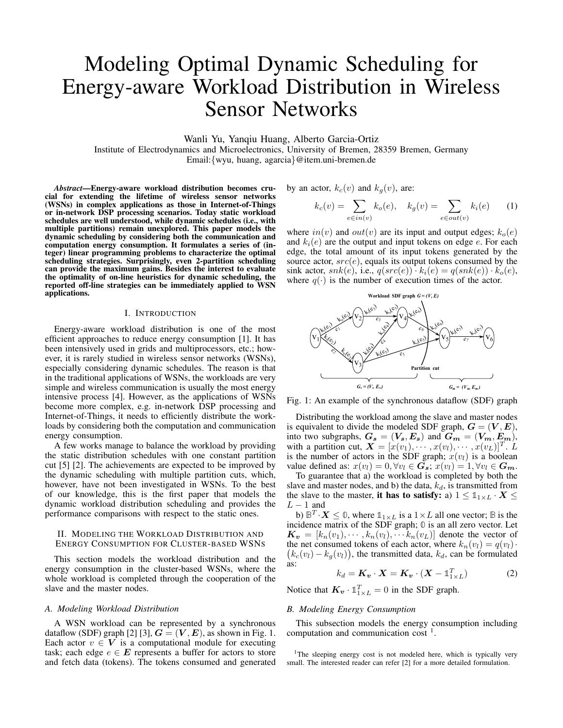# Modeling Optimal Dynamic Scheduling for Energy-aware Workload Distribution in Wireless Sensor Networks

Wanli Yu, Yanqiu Huang, Alberto Garcia-Ortiz
Institute of Electrodynamics and Microelectronics, University of Bremen, 28359 Bremen, Germany
Email:{wyu, huang, agarcia}@item.uni-bremen.de

***Abstract*—Energy-aware workload distribution becomes crucial for extending the lifetime of wireless sensor networks (WSNs) in complex applications as those in Internet-of-Things or in-network DSP processing scenarios. Today static workload schedules are well understood, while dynamic schedules (i.e., with multiple partitions) remain unexplored. This paper models the dynamic scheduling by considering both the communication and computation energy consumption. It formulates a series of (integer) linear programming problems to characterize the optimal scheduling strategies. Surprisingly, even 2-partition scheduling can provide the maximum gains. Besides the interest to evaluate the optimality of on-line heuristics for dynamic scheduling, the reported off-line strategies can be immediately applied to WSN applications.**

## I. Introduction

Energy-aware workload distribution is one of the most efficient approaches to reduce energy consumption [1]. It has been intensively used in grids and multiprocessors, etc.; however, it is rarely studied in wireless sensor networks (WSNs), especially considering dynamic schedules. The reason is that in the traditional applications of WSNs, the workloads are very simple and wireless communication is usually the most energy intensive process [4]. However, as the applications of WSNs become more complex, e.g. in-network DSP processing and Internet-of-Things, it needs to efficiently distribute the workloads by considering both the computation and communication energy consumption.

A few works manage to balance the workload by providing the static distribution schedules with one constant partition cut [5] [2]. The achievements are expected to be improved by the dynamic scheduling with multiple partition cuts, which, however, have not been investigated in WSNs. To the best of our knowledge, this is the first paper that models the dynamic workload distribution scheduling and provides the performance comparisons with respect to the static ones.

## II. Modeling the Workload Distribution and Energy Consumption for Cluster-based WSNs

This section models the workload distribution and the energy consumption in the cluster-based WSNs, where the whole workload is completed through the cooperation of the slave and the master nodes.

### A. Modeling Workload Distribution

A WSN workload can be represented by a synchronous dataflow (SDF) graph [2] [3], $\boldsymbol{G} = (\boldsymbol{V}, \boldsymbol{E})$, as shown in Fig. 1. Each actor $v \in \boldsymbol{V}$ is a computational module for executing task; each edge $e \in \boldsymbol{E}$ represents a buffer for actors to store and fetch data (tokens). The tokens consumed and generated by an actor, $k_c(v)$ and $k_g(v)$, are:

$$k_c(v) = \sum_{e \in in(v)} k_o(e), \quad k_g(v) = \sum_{e \in out(v)} k_i(e) \tag{1}$$

where $in(v)$ and $out(v)$ are its input and output edges; $k_o(e)$ and $k_i(e)$ are the output and input tokens on edge $e$. For each edge, the total amount of its input tokens generated by the source actor, $src(e)$, equals its output tokens consumed by the sink actor, $snk(e)$, i.e., $q(src(e)) \cdot k_i(e) = q(snk(e)) \cdot k_o(e)$, where $q(\cdot)$ is the number of execution times of the actor.

Fig. 1: An example of the synchronous dataflow (SDF) graph

Distributing the workload among the slave and master nodes is equivalent to divide the modeled SDF graph, $\boldsymbol{G} = (\boldsymbol{V}, \boldsymbol{E})$, into two subgraphs, $\boldsymbol{G_s} = (\boldsymbol{V_s}, \boldsymbol{E_s})$ and $\boldsymbol{G_m} = (\boldsymbol{V_m}, \boldsymbol{E_m})$, with a partition cut, $\boldsymbol{X} = [x(v_1), \cdots, x(v_l), \cdots, x(v_L)]^T$. $L$ is the number of actors in the SDF graph; $x(v_l)$ is a boolean value defined as: $x(v_l) = 0, \forall v_l \in \boldsymbol{G_s}$; $x(v_l) = 1, \forall v_l \in \boldsymbol{G_m}$.

To guarantee that a) the workload is completed by both the slave and master nodes, and b) the data, $k_d$, is transmitted from the slave to the master, **it has to satisfy:** a) $1 \leq \mathbb{1}_{1\times L} \cdot \boldsymbol{X} \leq L - 1$ and

b) $\mathbb{B}^T \cdot \boldsymbol{X} \leq \mathbb{0}$, where $\mathbb{1}_{1\times L}$ is a $1 \times L$ all one vector; $\mathbb{B}$ is the incidence matrix of the SDF graph; $\mathbb{0}$ is an all zero vector. Let $\boldsymbol{K_v} = [k_n(v_1), \cdots, k_n(v_l), \cdots k_n(v_L)]$ denote the vector of the net consumed tokens of each actor, where $k_n(v_l) = q(v_l) \cdot \big(k_c(v_l) - k_g(v_l)\big)$, the transmitted data, $k_d$, can be formulated as:

$$k_d = \boldsymbol{K_v} \cdot \boldsymbol{X} = \boldsymbol{K_v} \cdot (\boldsymbol{X} - \mathbb{1}_{1\times L}^T) \tag{2}$$

Notice that $\boldsymbol{K_v} \cdot \mathbb{1}_{1\times L}^T = 0$ in the SDF graph.

### B. Modeling Energy Consumption

This subsection models the energy consumption including computation and communication cost [1].

[1] The sleeping energy cost is not modeled here, which is typically very small. The interested reader can refer [2] for a more detailed formulation.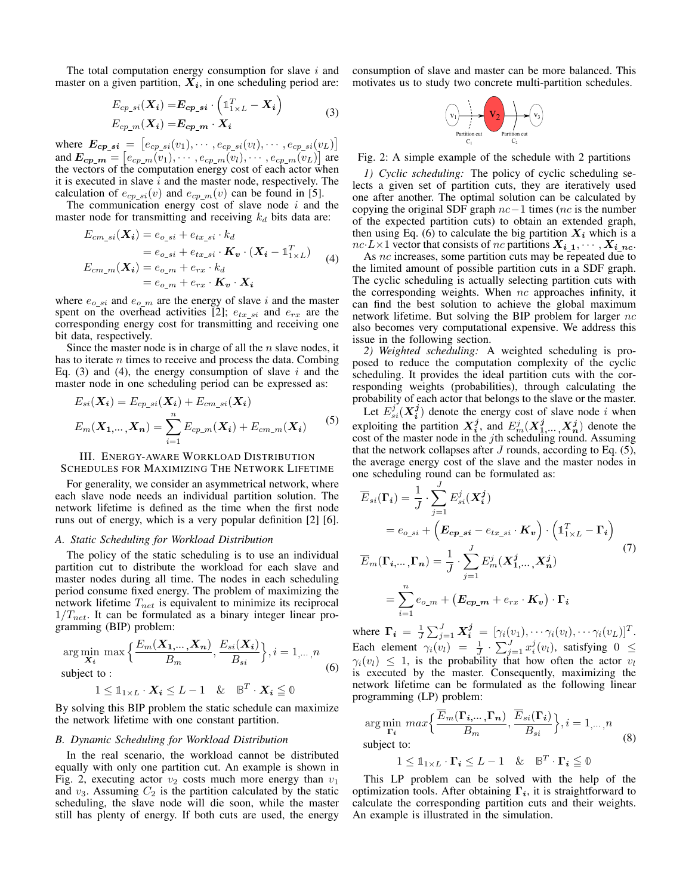The total computation energy consumption for slave $i$ and master on a given partition, $\boldsymbol{X_i}$, in one scheduling period are:

$$
\begin{aligned}
E_{cp\_si}(\boldsymbol{X_i}) &= \boldsymbol{E_{cp\_si}} \cdot \left( \mathbb{1}_{1\times L}^T - \boldsymbol{X_i} \right) \\
E_{cp\_m}(\boldsymbol{X_i}) &= \boldsymbol{E_{cp\_m}} \cdot \boldsymbol{X_i}
\end{aligned} \tag{3}
$$

where $\boldsymbol{E_{cp\_si}} = \left[e_{cp\_si}(v_1), \cdots, e_{cp\_si}(v_l), \cdots, e_{cp\_si}(v_L)\right]$ and $\boldsymbol{E_{cp\_m}} = \left[e_{cp\_m}(v_1), \cdots, e_{cp\_m}(v_l), \cdots, e_{cp\_m}(v_L)\right]$ are the vectors of the computation energy cost of each actor when it is executed in slave $i$ and the master node, respectively. The calculation of $e_{cp\_si}(v)$ and $e_{cp\_m}(v)$ can be found in [5].

The communication energy cost of slave node $i$ and the master node for transmitting and receiving $k_d$ bits data are:

$$
\begin{aligned}
E_{cm\_si}(\boldsymbol{X_i}) &= e_{o\_si} + e_{tx\_si} \cdot k_d \\
&= e_{o\_si} + e_{tx\_si} \cdot \boldsymbol{K_v} \cdot (\boldsymbol{X_i} - \mathbb{1}_{1\times L}^T) \\
E_{cm\_m}(\boldsymbol{X_i}) &= e_{o\_m} + e_{rx} \cdot k_d \\
&= e_{o\_m} + e_{rx} \cdot \boldsymbol{K_v} \cdot \boldsymbol{X_i}
\end{aligned} \tag{4}
$$

where $e_{o\_si}$ and $e_{o\_m}$ are the energy of slave $i$ and the master spent on the overhead activities [2]; $e_{tx\_si}$ and $e_{rx}$ are the corresponding energy cost for transmitting and receiving one bit data, respectively.

Since the master node is in charge of all the $n$ slave nodes, it has to iterate $n$ times to receive and process the data. Combing Eq. (3) and (4), the energy consumption of slave $i$ and the master node in one scheduling period can be expressed as:

$$
\begin{aligned}
E_{si}(\boldsymbol{X_i}) &= E_{cp\_si}(\boldsymbol{X_i}) + E_{cm\_si}(\boldsymbol{X_i}) \\
E_m(\boldsymbol{X_1}, \dots, \boldsymbol{X_n}) &= \sum_{i=1}^{n} E_{cp\_m}(\boldsymbol{X_i}) + E_{cm\_m}(\boldsymbol{X_i})
\end{aligned} \tag{5}
$$

## III. Energy-aware Workload Distribution Schedules for Maximizing the Network Lifetime

For generality, we consider an asymmetrical network, where each slave node needs an individual partition solution. The network lifetime is defined as the time when the first node runs out of energy, which is a very popular definition [2] [6].

### A. Static Scheduling for Workload Distribution

The policy of the static scheduling is to use an individual partition cut to distribute the workload for each slave and master nodes during all time. The nodes in each scheduling period consume fixed energy. The problem of maximizing the network lifetime $T_{net}$ is equivalent to minimize its reciprocal $1/T_{net}$. It can be formulated as a binary integer linear programming (BIP) problem:

$$
\begin{aligned}
&\arg\min_{\boldsymbol{X_i}} \max \Big\{ \frac{E_m(\boldsymbol{X_1}, \dots, \boldsymbol{X_n})}{B_m}, \frac{E_{si}(\boldsymbol{X_i})}{B_{si}} \Big\}, i = 1, \dots, n \\
&\text{subject to :} \\
&\qquad 1 \leq \mathbb{1}_{1\times L} \cdot \boldsymbol{X_i} \leq L - 1 \quad \& \quad \mathbb{B}^T \cdot \boldsymbol{X_i} \leqq \mathbb{0}
\end{aligned} \tag{6}
$$

By solving this BIP problem the static schedule can maximize the network lifetime with one constant partition.

### B. Dynamic Scheduling for Workload Distribution

In the real scenario, the workload cannot be distributed equally with only one partition cut. An example is shown in Fig. 2, executing actor $v_2$ costs much more energy than $v_1$ and $v_3$. Assuming $C_2$ is the partition calculated by the static scheduling, the slave node will die soon, while the master still has plenty of energy. If both cuts are used, the energy consumption of slave and master can be more balanced. This motivates us to study two concrete multi-partition schedules.

Fig. 2: A simple example of the schedule with 2 partitions

*1) Cyclic scheduling:* The policy of cyclic scheduling selects a given set of partition cuts, they are iteratively used one after another. The optimal solution can be calculated by copying the original SDF graph $nc-1$ times ($nc$ is the number of the expected partition cuts) to obtain an extended graph, then using Eq. (6) to calculate the big partition $\boldsymbol{X_i}$ which is a $nc \cdot L \times 1$ vector that consists of $nc$ partitions $\boldsymbol{X_{i\_1}}, \cdots, \boldsymbol{X_{i\_nc}}$.

As $nc$ increases, some partition cuts may be repeated due to the limited amount of possible partition cuts in a SDF graph. The cyclic scheduling is actually selecting partition cuts with the corresponding weights. When $nc$ approaches infinity, it can find the best solution to achieve the global maximum network lifetime. But solving the BIP problem for larger $nc$ also becomes very computational expensive. We address this issue in the following section.

*2) Weighted scheduling:* A weighted scheduling is proposed to reduce the computation complexity of the cyclic scheduling. It provides the ideal partition cuts with the corresponding weights (probabilities), through calculating the probability of each actor that belongs to the slave or the master.

Let $E_{si}^j(\boldsymbol{X_i^j})$ denote the energy cost of slave node $i$ when exploiting the partition $\boldsymbol{X_i^j}$, and $E_m^j(\boldsymbol{X_1^j}, \dots, \boldsymbol{X_n^j})$ denote the cost of the master node in the $j$th scheduling round. Assuming that the network collapses after $J$ rounds, according to Eq. (5), the average energy cost of the slave and the master nodes in one scheduling round can be formulated as:

$$
\begin{aligned}
\overline{E}_{si}(\boldsymbol{\Gamma_i}) &= \frac{1}{J} \cdot \sum_{j=1}^{J} E_{si}^j(\boldsymbol{X_i^j}) \\
&= e_{o\_si} + \Big( \boldsymbol{E_{cp\_si}} - e_{tx\_si} \cdot \boldsymbol{K_v} \Big) \cdot \Big( \mathbb{1}_{1\times L}^T - \boldsymbol{\Gamma_i} \Big) \\
\overline{E}_m(\boldsymbol{\Gamma_i}, \dots, \boldsymbol{\Gamma_n}) &= \frac{1}{J} \cdot \sum_{j=1}^{J} E_m^j(\boldsymbol{X_1^j}, \dots, \boldsymbol{X_n^j}) \\
&= \sum_{i=1}^{n} e_{o\_m} + \big( \boldsymbol{E_{cp\_m}} + e_{rx} \cdot \boldsymbol{K_v} \big) \cdot \boldsymbol{\Gamma_i}
\end{aligned} \tag{7}
$$

where $\boldsymbol{\Gamma_i} = \frac{1}{J} \sum_{j=1}^{J} \boldsymbol{X_i^j} = [\gamma_i(v_1), \cdots \gamma_i(v_l), \cdots \gamma_i(v_L)]^T$. Each element $\gamma_i(v_l) = \frac{1}{J} \cdot \sum_{j=1}^{J} x_i^j(v_l)$, satisfying $0 \leq \gamma_i(v_l) \leq 1$, is the probability that how often the actor $v_l$ is executed by the master. Consequently, maximizing the network lifetime can be formulated as the following linear programming (LP) problem:

$$
\begin{aligned}
&\arg\min_{\boldsymbol{\Gamma_i}} \ max \Big\{ \frac{\overline{E}_m(\boldsymbol{\Gamma_i}, \dots, \boldsymbol{\Gamma_n})}{B_m}, \frac{\overline{E}_{si}(\boldsymbol{\Gamma_i})}{B_{si}} \Big\}, i = 1, \dots, n \\
&\text{subject to:} \\
&\qquad 1 \leq \mathbb{1}_{1\times L} \cdot \boldsymbol{\Gamma_i} \leq L - 1 \quad \& \quad \mathbb{B}^T \cdot \boldsymbol{\Gamma_i} \leqq \mathbb{0}
\end{aligned} \tag{8}
$$

This LP problem can be solved with the help of the optimization tools. After obtaining $\boldsymbol{\Gamma_i}$, it is straightforward to calculate the corresponding partition cuts and their weights. An example is illustrated in the simulation.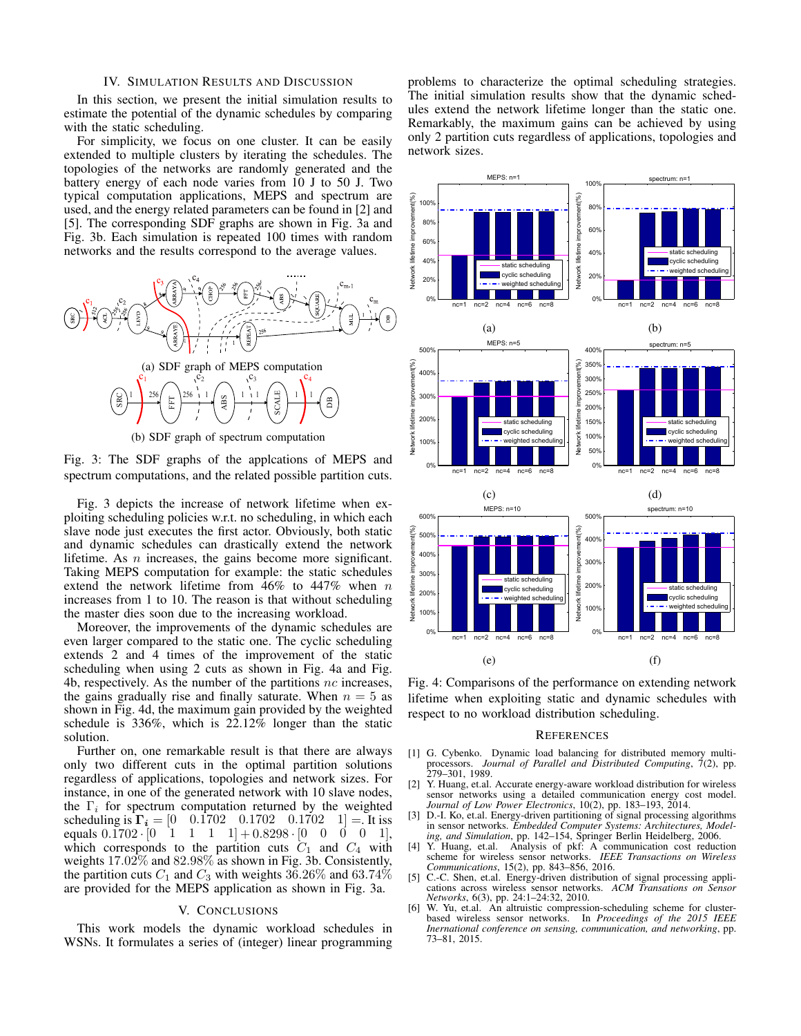## IV. Simulation Results and Discussion

In this section, we present the initial simulation results to estimate the potential of the dynamic schedules by comparing with the static scheduling.

For simplicity, we focus on one cluster. It can be easily extended to multiple clusters by iterating the schedules. The topologies of the networks are randomly generated and the battery energy of each node varies from 10 J to 50 J. Two typical computation applications, MEPS and spectrum are used, and the energy related parameters can be found in [2] and [5]. The corresponding SDF graphs are shown in Fig. 3a and Fig. 3b. Each simulation is repeated 100 times with random networks and the results correspond to the average values.

(a) SDF graph of MEPS computation

(b) SDF graph of spectrum computation

Fig. 3: The SDF graphs of the applcations of MEPS and spectrum computations, and the related possible partition cuts.

Fig. 3 depicts the increase of network lifetime when exploiting scheduling policies w.r.t. no scheduling, in which each slave node just executes the first actor. Obviously, both static and dynamic schedules can drastically extend the network lifetime. As $n$ increases, the gains become more significant. Taking MEPS computation for example: the static schedules extend the network lifetime from 46% to 447% when $n$ increases from 1 to 10. The reason is that without scheduling the master dies soon due to the increasing workload.

Moreover, the improvements of the dynamic schedules are even larger compared to the static one. The cyclic scheduling extends 2 and 4 times of the improvement of the static scheduling when using 2 cuts as shown in Fig. 4a and Fig. 4b, respectively. As the number of the partitions $nc$ increases, the gains gradually rise and finally saturate. When $n = 5$ as shown in Fig. 4d, the maximum gain provided by the weighted schedule is 336%, which is 22.12% longer than the static solution.

Further on, one remarkable result is that there are always only two different cuts in the optimal partition solutions regardless of applications, topologies and network sizes. For instance, in one of the generated network with 10 slave nodes, the $\Gamma_i$ for spectrum computation returned by the weighted scheduling is $\mathbf{\Gamma_i} = [0 \quad 0.1702 \quad 0.1702 \quad 0.1702 \quad 1] =$. It iss equals $0.1702 \cdot [0 \quad 1 \quad 1 \quad 1 \quad 1] + 0.8298 \cdot [0 \quad 0 \quad 0 \quad 0 \quad 1]$, which corresponds to the partition cuts $C_1$ and $C_4$ with weights 17.02% and 82.98% as shown in Fig. 3b. Consistently, the partition cuts $C_1$ and $C_3$ with weights 36.26% and 63.74% are provided for the MEPS application as shown in Fig. 3a.

## V. Conclusions

This work models the dynamic workload schedules in WSNs. It formulates a series of (integer) linear programming problems to characterize the optimal scheduling strategies. The initial simulation results show that the dynamic schedules extend the network lifetime longer than the static one. Remarkably, the maximum gains can be achieved by using only 2 partition cuts regardless of applications, topologies and network sizes.

MEPS: n=1

Network lifetime improvement(%)

static scheduling
cyclic scheduling
weighted scheduling

nc=1 nc=2 nc=4 nc=6 nc=8

(a)

spectrum: n=1

(b)

MEPS: n=5

(c)

spectrum: n=5

(d)

MEPS: n=10

(e)

spectrum: n=10

(f)

Fig. 4: Comparisons of the performance on extending network lifetime when exploiting static and dynamic schedules with respect to no workload distribution scheduling.

## References

[1] G. Cybenko. Dynamic load balancing for distributed memory multiprocessors. *Journal of Parallel and Distributed Computing*, 7(2), pp. 279–301, 1989.

[2] Y. Huang, et.al. Accurate energy-aware workload distribution for wireless sensor networks using a detailed communication energy cost model. *Journal of Low Power Electronics*, 10(2), pp. 183–193, 2014.

[3] D.-I. Ko, et.al. Energy-driven partitioning of signal processing algorithms in sensor networks. *Embedded Computer Systems: Architectures, Modeling, and Simulation*, pp. 142–154, Springer Berlin Heidelberg, 2006.

[4] Y. Huang, et.al. Analysis of pkf: A communication cost reduction scheme for wireless sensor networks. *IEEE Transactions on Wireless Communications*, 15(2), pp. 843–856, 2016.

[5] C.-C. Shen, et.al. Energy-driven distribution of signal processing applications across wireless sensor networks. *ACM Transations on Sensor Networks*, 6(3), pp. 24:1–24:32, 2010.

[6] W. Yu, et.al. An altruistic compression-scheduling scheme for cluster-based wireless sensor networks. In *Proceedings of the 2015 IEEE Inernational conference on sensing, communication, and networking*, pp. 73–81, 2015.